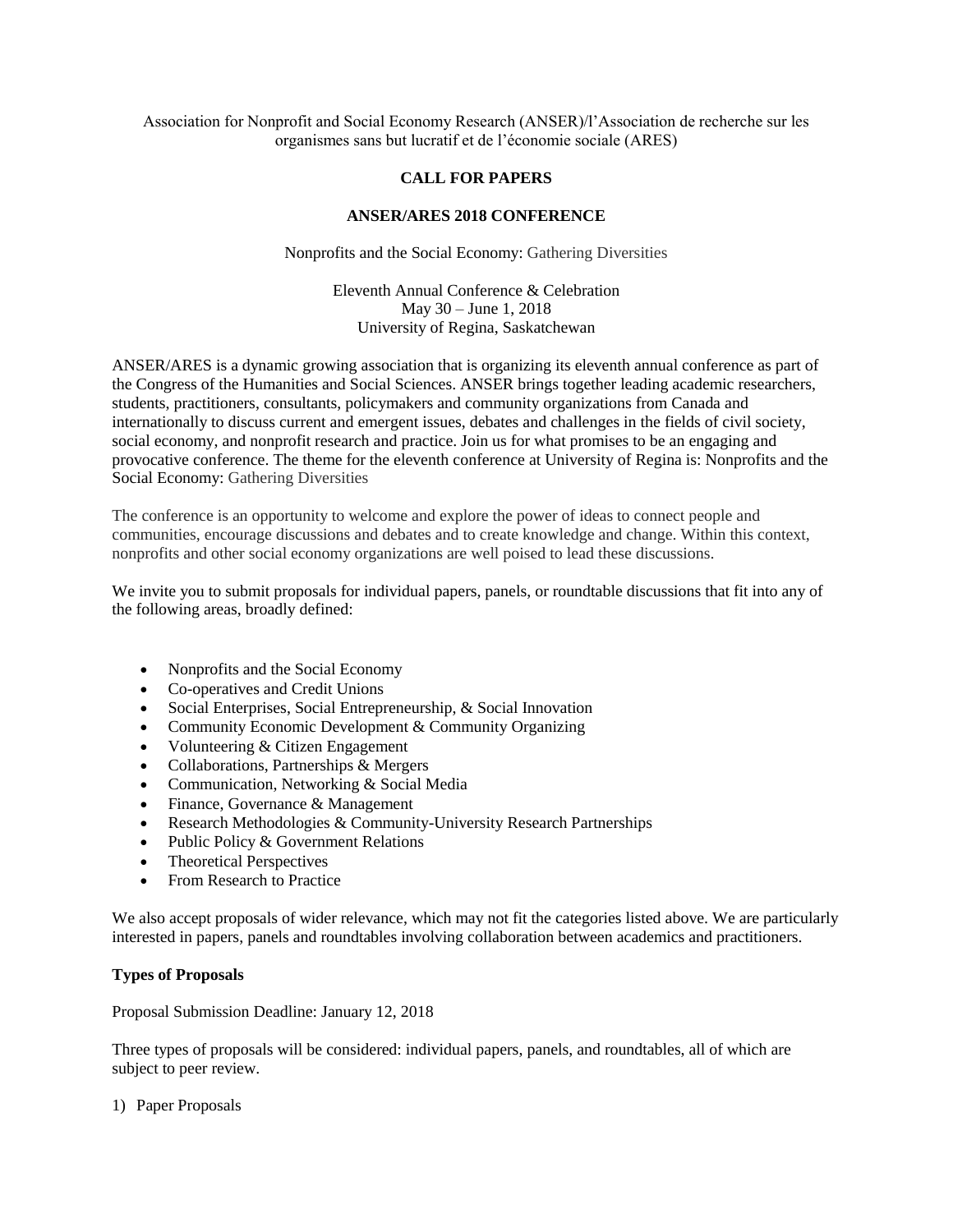Association for Nonprofit and Social Economy Research (ANSER)/l'Association de recherche sur les organismes sans but lucratif et de l'économie sociale (ARES)

# CALL FOR PAPERS

## ANSER/ARES 2018 CONFERENCE

Nonprofits and the Social Economy: Gathering Diversities

Eleventh Annual Conference & Celebration
May 30 – June 1, 2018
University of Regina, Saskatchewan

ANSER/ARES is a dynamic growing association that is organizing its eleventh annual conference as part of the Congress of the Humanities and Social Sciences. ANSER brings together leading academic researchers, students, practitioners, consultants, policymakers and community organizations from Canada and internationally to discuss current and emergent issues, debates and challenges in the fields of civil society, social economy, and nonprofit research and practice. Join us for what promises to be an engaging and provocative conference. The theme for the eleventh conference at University of Regina is: Nonprofits and the Social Economy: Gathering Diversities

The conference is an opportunity to welcome and explore the power of ideas to connect people and communities, encourage discussions and debates and to create knowledge and change. Within this context, nonprofits and other social economy organizations are well poised to lead these discussions.

We invite you to submit proposals for individual papers, panels, or roundtable discussions that fit into any of the following areas, broadly defined:

- Nonprofits and the Social Economy
- Co-operatives and Credit Unions
- Social Enterprises, Social Entrepreneurship, & Social Innovation
- Community Economic Development & Community Organizing
- Volunteering & Citizen Engagement
- Collaborations, Partnerships & Mergers
- Communication, Networking & Social Media
- Finance, Governance & Management
- Research Methodologies & Community-University Research Partnerships
- Public Policy & Government Relations
- Theoretical Perspectives
- From Research to Practice

We also accept proposals of wider relevance, which may not fit the categories listed above. We are particularly interested in papers, panels and roundtables involving collaboration between academics and practitioners.

### Types of Proposals

Proposal Submission Deadline: January 12, 2018

Three types of proposals will be considered: individual papers, panels, and roundtables, all of which are subject to peer review.

1) Paper Proposals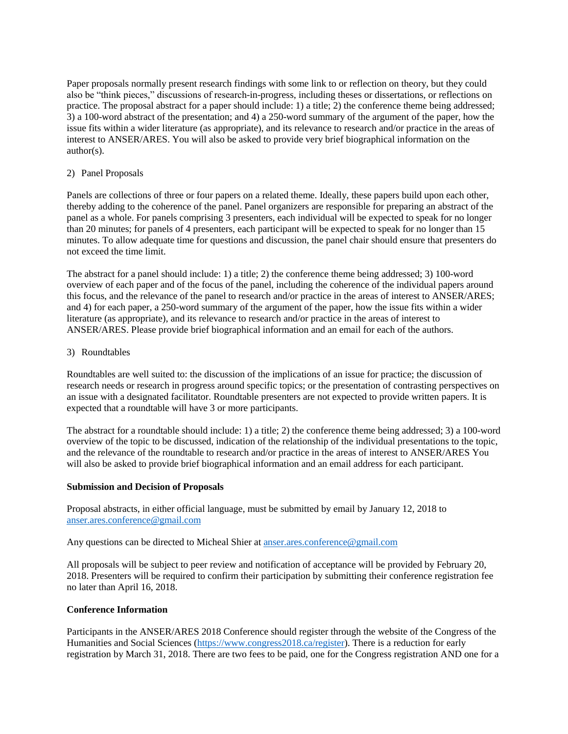Paper proposals normally present research findings with some link to or reflection on theory, but they could also be "think pieces," discussions of research-in-progress, including theses or dissertations, or reflections on practice. The proposal abstract for a paper should include: 1) a title; 2) the conference theme being addressed; 3) a 100-word abstract of the presentation; and 4) a 250-word summary of the argument of the paper, how the issue fits within a wider literature (as appropriate), and its relevance to research and/or practice in the areas of interest to ANSER/ARES. You will also be asked to provide very brief biographical information on the author(s).

2) Panel Proposals

Panels are collections of three or four papers on a related theme. Ideally, these papers build upon each other, thereby adding to the coherence of the panel. Panel organizers are responsible for preparing an abstract of the panel as a whole. For panels comprising 3 presenters, each individual will be expected to speak for no longer than 20 minutes; for panels of 4 presenters, each participant will be expected to speak for no longer than 15 minutes. To allow adequate time for questions and discussion, the panel chair should ensure that presenters do not exceed the time limit.

The abstract for a panel should include: 1) a title; 2) the conference theme being addressed; 3) 100-word overview of each paper and of the focus of the panel, including the coherence of the individual papers around this focus, and the relevance of the panel to research and/or practice in the areas of interest to ANSER/ARES; and 4) for each paper, a 250-word summary of the argument of the paper, how the issue fits within a wider literature (as appropriate), and its relevance to research and/or practice in the areas of interest to ANSER/ARES. Please provide brief biographical information and an email for each of the authors.

3) Roundtables

Roundtables are well suited to: the discussion of the implications of an issue for practice; the discussion of research needs or research in progress around specific topics; or the presentation of contrasting perspectives on an issue with a designated facilitator. Roundtable presenters are not expected to provide written papers. It is expected that a roundtable will have 3 or more participants.

The abstract for a roundtable should include: 1) a title; 2) the conference theme being addressed; 3) a 100-word overview of the topic to be discussed, indication of the relationship of the individual presentations to the topic, and the relevance of the roundtable to research and/or practice in the areas of interest to ANSER/ARES You will also be asked to provide brief biographical information and an email address for each participant.

**Submission and Decision of Proposals**

Proposal abstracts, in either official language, must be submitted by email by January 12, 2018 to anser.ares.conference@gmail.com

Any questions can be directed to Micheal Shier at anser.ares.conference@gmail.com

All proposals will be subject to peer review and notification of acceptance will be provided by February 20, 2018. Presenters will be required to confirm their participation by submitting their conference registration fee no later than April 16, 2018.

**Conference Information**

Participants in the ANSER/ARES 2018 Conference should register through the website of the Congress of the Humanities and Social Sciences (https://www.congress2018.ca/register). There is a reduction for early registration by March 31, 2018. There are two fees to be paid, one for the Congress registration AND one for a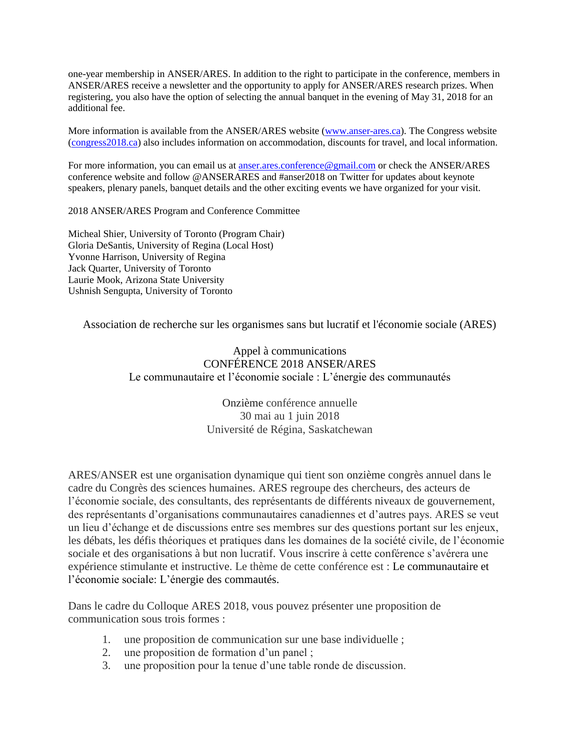one-year membership in ANSER/ARES. In addition to the right to participate in the conference, members in ANSER/ARES receive a newsletter and the opportunity to apply for ANSER/ARES research prizes. When registering, you also have the option of selecting the annual banquet in the evening of May 31, 2018 for an additional fee.

More information is available from the ANSER/ARES website (www.anser-ares.ca). The Congress website (congress2018.ca) also includes information on accommodation, discounts for travel, and local information.

For more information, you can email us at anser.ares.conference@gmail.com or check the ANSER/ARES conference website and follow @ANSERARES and #anser2018 on Twitter for updates about keynote speakers, plenary panels, banquet details and the other exciting events we have organized for your visit.

2018 ANSER/ARES Program and Conference Committee

Micheal Shier, University of Toronto (Program Chair)
Gloria DeSantis, University of Regina (Local Host)
Yvonne Harrison, University of Regina
Jack Quarter, University of Toronto
Laurie Mook, Arizona State University
Ushnish Sengupta, University of Toronto

Association de recherche sur les organismes sans but lucratif et l'économie sociale (ARES)

Appel à communications
CONFÉRENCE 2018 ANSER/ARES
Le communautaire et l'économie sociale : L'énergie des communautés

Onzième conférence annuelle
30 mai au 1 juin 2018
Université de Régina, Saskatchewan

ARES/ANSER est une organisation dynamique qui tient son onzième congrès annuel dans le cadre du Congrès des sciences humaines. ARES regroupe des chercheurs, des acteurs de l'économie sociale, des consultants, des représentants de différents niveaux de gouvernement, des représentants d'organisations communautaires canadiennes et d'autres pays. ARES se veut un lieu d'échange et de discussions entre ses membres sur des questions portant sur les enjeux, les débats, les défis théoriques et pratiques dans les domaines de la société civile, de l'économie sociale et des organisations à but non lucratif. Vous inscrire à cette conférence s'avérera une expérience stimulante et instructive. Le thème de cette conférence est : Le communautaire et l'économie sociale: L'énergie des commautés.

Dans le cadre du Colloque ARES 2018, vous pouvez présenter une proposition de communication sous trois formes :

1. une proposition de communication sur une base individuelle ;
2. une proposition de formation d'un panel ;
3. une proposition pour la tenue d'une table ronde de discussion.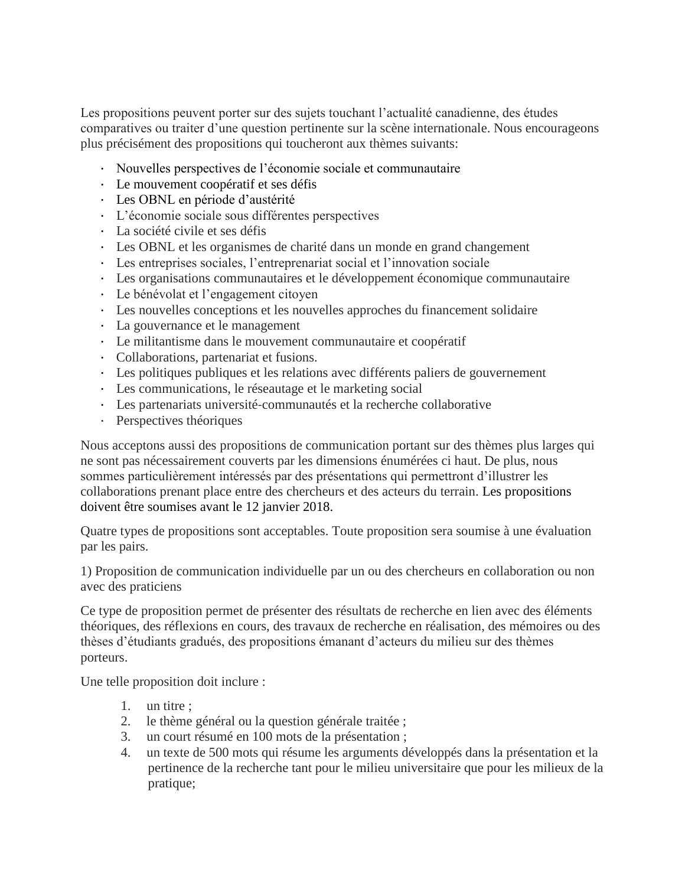Les propositions peuvent porter sur des sujets touchant l'actualité canadienne, des études comparatives ou traiter d'une question pertinente sur la scène internationale. Nous encourageons plus précisément des propositions qui toucheront aux thèmes suivants:

- Nouvelles perspectives de l'économie sociale et communautaire
- Le mouvement coopératif et ses défis
- Les OBNL en période d'austérité
- L'économie sociale sous différentes perspectives
- La société civile et ses défis
- Les OBNL et les organismes de charité dans un monde en grand changement
- Les entreprises sociales, l'entreprenariat social et l'innovation sociale
- Les organisations communautaires et le développement économique communautaire
- Le bénévolat et l'engagement citoyen
- Les nouvelles conceptions et les nouvelles approches du financement solidaire
- La gouvernance et le management
- Le militantisme dans le mouvement communautaire et coopératif
- Collaborations, partenariat et fusions.
- Les politiques publiques et les relations avec différents paliers de gouvernement
- Les communications, le réseautage et le marketing social
- Les partenariats université-communautés et la recherche collaborative
- Perspectives théoriques

Nous acceptons aussi des propositions de communication portant sur des thèmes plus larges qui ne sont pas nécessairement couverts par les dimensions énumérées ci haut. De plus, nous sommes particulièrement intéressés par des présentations qui permettront d'illustrer les collaborations prenant place entre des chercheurs et des acteurs du terrain. Les propositions doivent être soumises avant le 12 janvier 2018.

Quatre types de propositions sont acceptables. Toute proposition sera soumise à une évaluation par les pairs.

1) Proposition de communication individuelle par un ou des chercheurs en collaboration ou non avec des praticiens

Ce type de proposition permet de présenter des résultats de recherche en lien avec des éléments théoriques, des réflexions en cours, des travaux de recherche en réalisation, des mémoires ou des thèses d'étudiants gradués, des propositions émanant d'acteurs du milieu sur des thèmes porteurs.

Une telle proposition doit inclure :

1. un titre ;
2. le thème général ou la question générale traitée ;
3. un court résumé en 100 mots de la présentation ;
4. un texte de 500 mots qui résume les arguments développés dans la présentation et la pertinence de la recherche tant pour le milieu universitaire que pour les milieux de la pratique;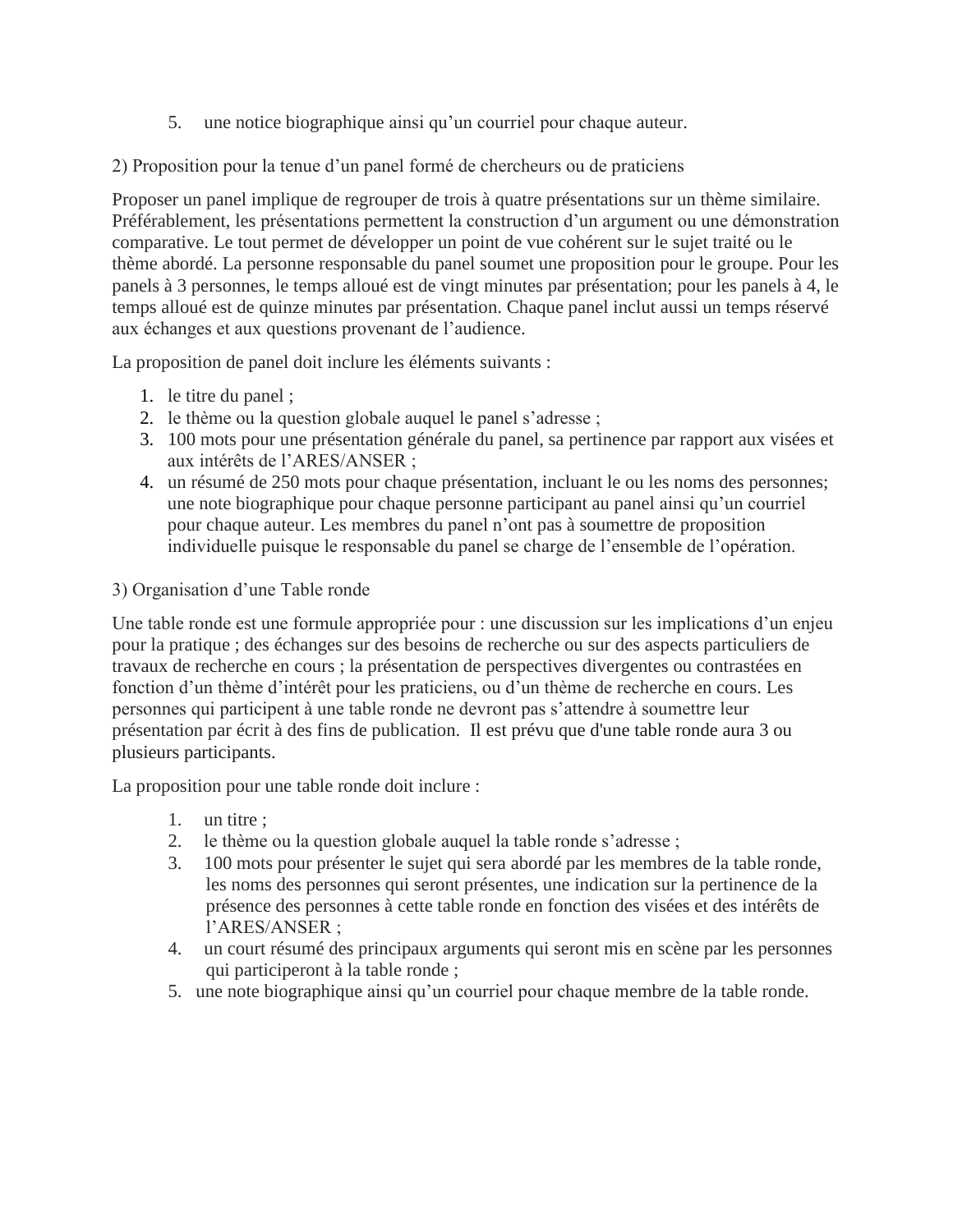5. une notice biographique ainsi qu'un courriel pour chaque auteur.

2) Proposition pour la tenue d'un panel formé de chercheurs ou de praticiens

Proposer un panel implique de regrouper de trois à quatre présentations sur un thème similaire. Préférablement, les présentations permettent la construction d'un argument ou une démonstration comparative. Le tout permet de développer un point de vue cohérent sur le sujet traité ou le thème abordé. La personne responsable du panel soumet une proposition pour le groupe. Pour les panels à 3 personnes, le temps alloué est de vingt minutes par présentation; pour les panels à 4, le temps alloué est de quinze minutes par présentation. Chaque panel inclut aussi un temps réservé aux échanges et aux questions provenant de l'audience.

La proposition de panel doit inclure les éléments suivants :

1. le titre du panel ;
2. le thème ou la question globale auquel le panel s'adresse ;
3. 100 mots pour une présentation générale du panel, sa pertinence par rapport aux visées et aux intérêts de l'ARES/ANSER ;
4. un résumé de 250 mots pour chaque présentation, incluant le ou les noms des personnes; une note biographique pour chaque personne participant au panel ainsi qu'un courriel pour chaque auteur. Les membres du panel n'ont pas à soumettre de proposition individuelle puisque le responsable du panel se charge de l'ensemble de l'opération.

3) Organisation d'une Table ronde

Une table ronde est une formule appropriée pour : une discussion sur les implications d'un enjeu pour la pratique ; des échanges sur des besoins de recherche ou sur des aspects particuliers de travaux de recherche en cours ; la présentation de perspectives divergentes ou contrastées en fonction d'un thème d'intérêt pour les praticiens, ou d'un thème de recherche en cours. Les personnes qui participent à une table ronde ne devront pas s'attendre à soumettre leur présentation par écrit à des fins de publication. Il est prévu que d'une table ronde aura 3 ou plusieurs participants.

La proposition pour une table ronde doit inclure :

1. un titre ;
2. le thème ou la question globale auquel la table ronde s'adresse ;
3. 100 mots pour présenter le sujet qui sera abordé par les membres de la table ronde, les noms des personnes qui seront présentes, une indication sur la pertinence de la présence des personnes à cette table ronde en fonction des visées et des intérêts de l'ARES/ANSER ;
4. un court résumé des principaux arguments qui seront mis en scène par les personnes qui participeront à la table ronde ;
5. une note biographique ainsi qu'un courriel pour chaque membre de la table ronde.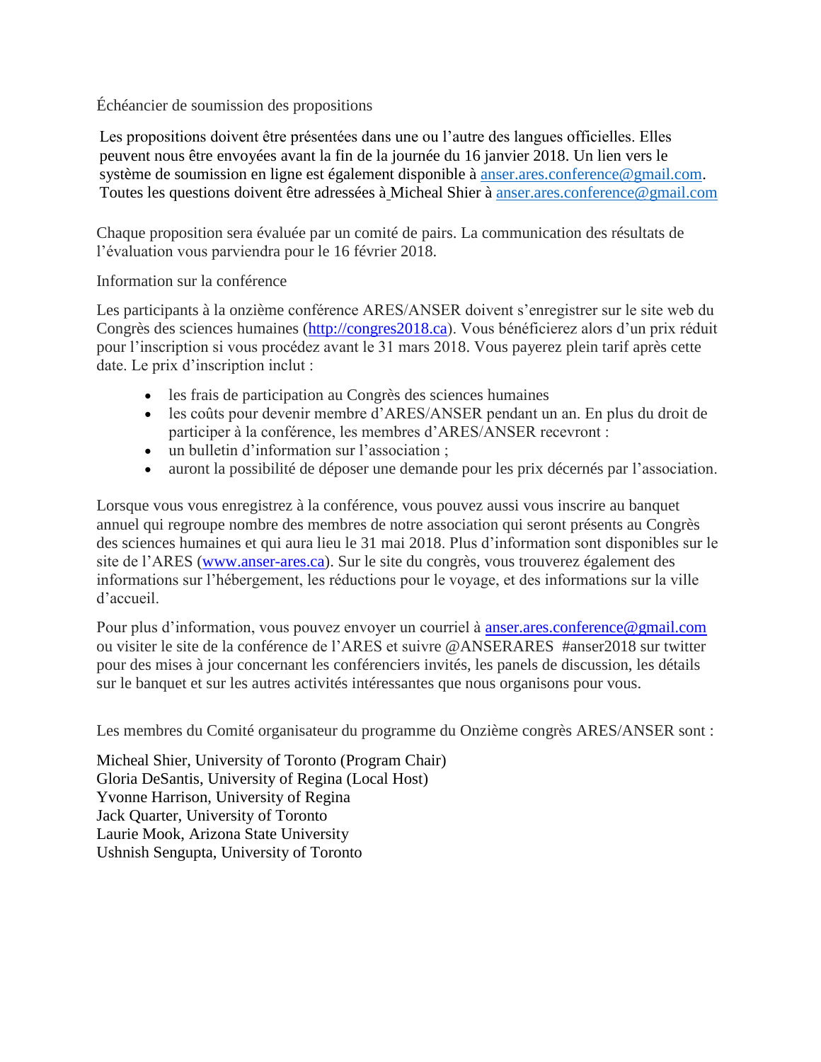Échéancier de soumission des propositions

Les propositions doivent être présentées dans une ou l'autre des langues officielles. Elles peuvent nous être envoyées avant la fin de la journée du 16 janvier 2018. Un lien vers le système de soumission en ligne est également disponible à anser.ares.conference@gmail.com. Toutes les questions doivent être adressées à Micheal Shier à anser.ares.conference@gmail.com

Chaque proposition sera évaluée par un comité de pairs. La communication des résultats de l'évaluation vous parviendra pour le 16 février 2018.

Information sur la conférence

Les participants à la onzième conférence ARES/ANSER doivent s'enregistrer sur le site web du Congrès des sciences humaines (http://congres2018.ca). Vous bénéficierez alors d'un prix réduit pour l'inscription si vous procédez avant le 31 mars 2018. Vous payerez plein tarif après cette date. Le prix d'inscription inclut :

- les frais de participation au Congrès des sciences humaines
- les coûts pour devenir membre d'ARES/ANSER pendant un an. En plus du droit de participer à la conférence, les membres d'ARES/ANSER recevront :
- un bulletin d'information sur l'association ;
- auront la possibilité de déposer une demande pour les prix décernés par l'association.

Lorsque vous vous enregistrez à la conférence, vous pouvez aussi vous inscrire au banquet annuel qui regroupe nombre des membres de notre association qui seront présents au Congrès des sciences humaines et qui aura lieu le 31 mai 2018. Plus d'information sont disponibles sur le site de l'ARES (www.anser-ares.ca). Sur le site du congrès, vous trouverez également des informations sur l'hébergement, les réductions pour le voyage, et des informations sur la ville d'accueil.

Pour plus d'information, vous pouvez envoyer un courriel à anser.ares.conference@gmail.com ou visiter le site de la conférence de l'ARES et suivre @ANSERARES #anser2018 sur twitter pour des mises à jour concernant les conférenciers invités, les panels de discussion, les détails sur le banquet et sur les autres activités intéressantes que nous organisons pour vous.

Les membres du Comité organisateur du programme du Onzième congrès ARES/ANSER sont :

Micheal Shier, University of Toronto (Program Chair)
Gloria DeSantis, University of Regina (Local Host)
Yvonne Harrison, University of Regina
Jack Quarter, University of Toronto
Laurie Mook, Arizona State University
Ushnish Sengupta, University of Toronto